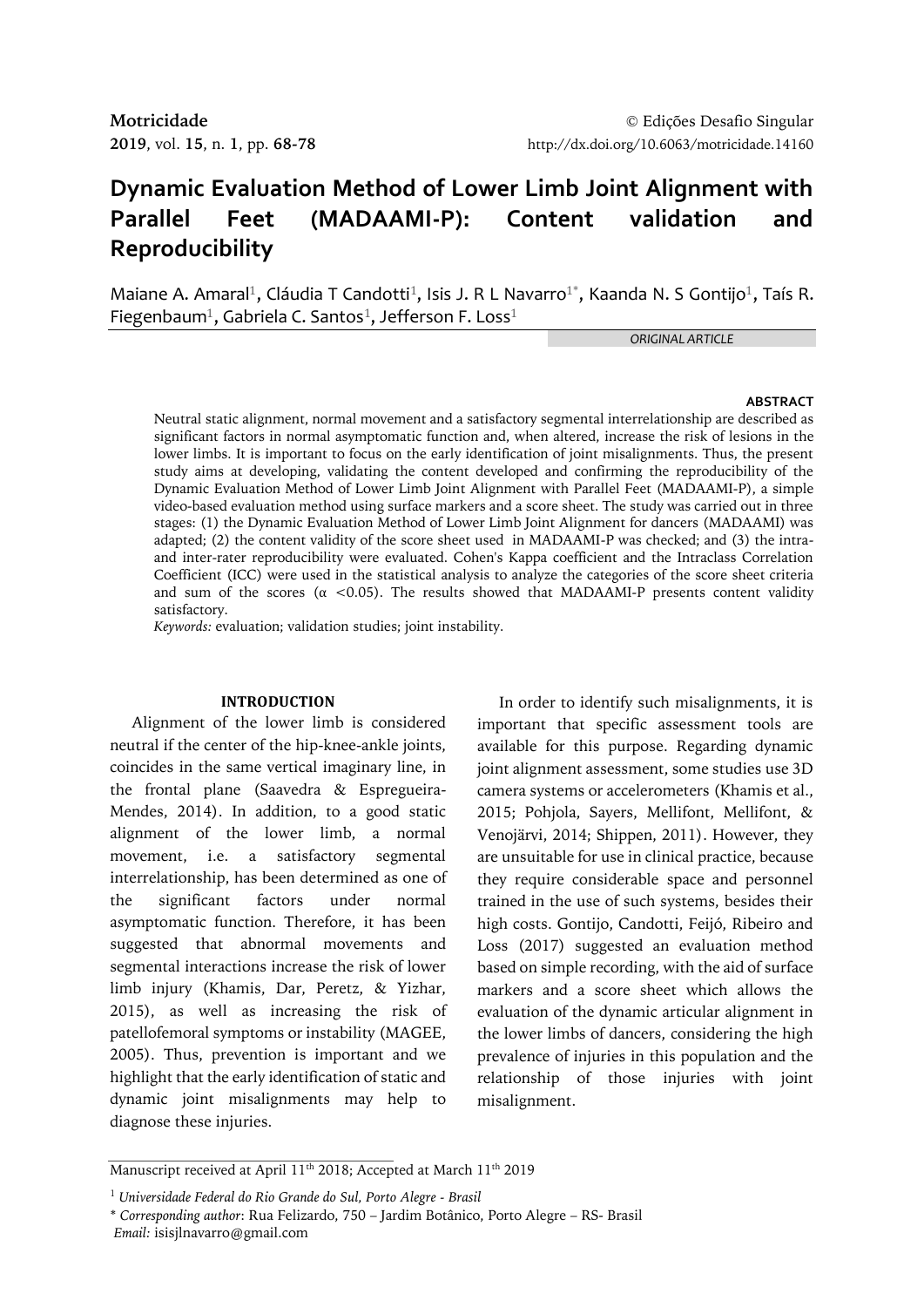**Motricidade** © Edições Desafio Singular
**2019**, vol. **15**, n. **1**, pp. **68-78** http://dx.doi.org/10.6063/motricidade.14160

# Dynamic Evaluation Method of Lower Limb Joint Alignment with Parallel Feet (MADAAMI-P): Content validation and Reproducibility

Maiane A. Amaral[1], Cláudia T Candotti[1], Isis J. R L Navarro[1*], Kaanda N. S Gontijo[1], Taís R. Fiegenbaum[1], Gabriela C. Santos[1], Jefferson F. Loss[1]

*ORIGINAL ARTICLE*

#### ABSTRACT

Neutral static alignment, normal movement and a satisfactory segmental interrelationship are described as significant factors in normal asymptomatic function and, when altered, increase the risk of lesions in the lower limbs. It is important to focus on the early identification of joint misalignments. Thus, the present study aims at developing, validating the content developed and confirming the reproducibility of the Dynamic Evaluation Method of Lower Limb Joint Alignment with Parallel Feet (MADAAMI-P), a simple video-based evaluation method using surface markers and a score sheet. The study was carried out in three stages: (1) the Dynamic Evaluation Method of Lower Limb Joint Alignment for dancers (MADAAMI) was adapted; (2) the content validity of the score sheet used in MADAAMI-P was checked; and (3) the intra- and inter-rater reproducibility were evaluated. Cohen's Kappa coefficient and the Intraclass Correlation Coefficient (ICC) were used in the statistical analysis to analyze the categories of the score sheet criteria and sum of the scores ($\alpha$ <0.05). The results showed that MADAAMI-P presents content validity satisfactory.

*Keywords:* evaluation; validation studies; joint instability.

## INTRODUCTION

Alignment of the lower limb is considered neutral if the center of the hip-knee-ankle joints, coincides in the same vertical imaginary line, in the frontal plane (Saavedra & Espregueira-Mendes, 2014). In addition, to a good static alignment of the lower limb, a normal movement, i.e. a satisfactory segmental interrelationship, has been determined as one of the significant factors under normal asymptomatic function. Therefore, it has been suggested that abnormal movements and segmental interactions increase the risk of lower limb injury (Khamis, Dar, Peretz, & Yizhar, 2015), as well as increasing the risk of patellofemoral symptoms or instability (MAGEE, 2005). Thus, prevention is important and we highlight that the early identification of static and dynamic joint misalignments may help to diagnose these injuries.

In order to identify such misalignments, it is important that specific assessment tools are available for this purpose. Regarding dynamic joint alignment assessment, some studies use 3D camera systems or accelerometers (Khamis et al., 2015; Pohjola, Sayers, Mellifont, Mellifont, & Venojärvi, 2014; Shippen, 2011). However, they are unsuitable for use in clinical practice, because they require considerable space and personnel trained in the use of such systems, besides their high costs. Gontijo, Candotti, Feijó, Ribeiro and Loss (2017) suggested an evaluation method based on simple recording, with the aid of surface markers and a score sheet which allows the evaluation of the dynamic articular alignment in the lower limbs of dancers, considering the high prevalence of injuries in this population and the relationship of those injuries with joint misalignment.

Manuscript received at April 11th 2018; Accepted at March 11th 2019

[1] *Universidade Federal do Rio Grande do Sul, Porto Alegre - Brasil*

\* *Corresponding author*: Rua Felizardo, 750 – Jardim Botânico, Porto Alegre – RS- Brasil
*Email:* isisjlnavarro@gmail.com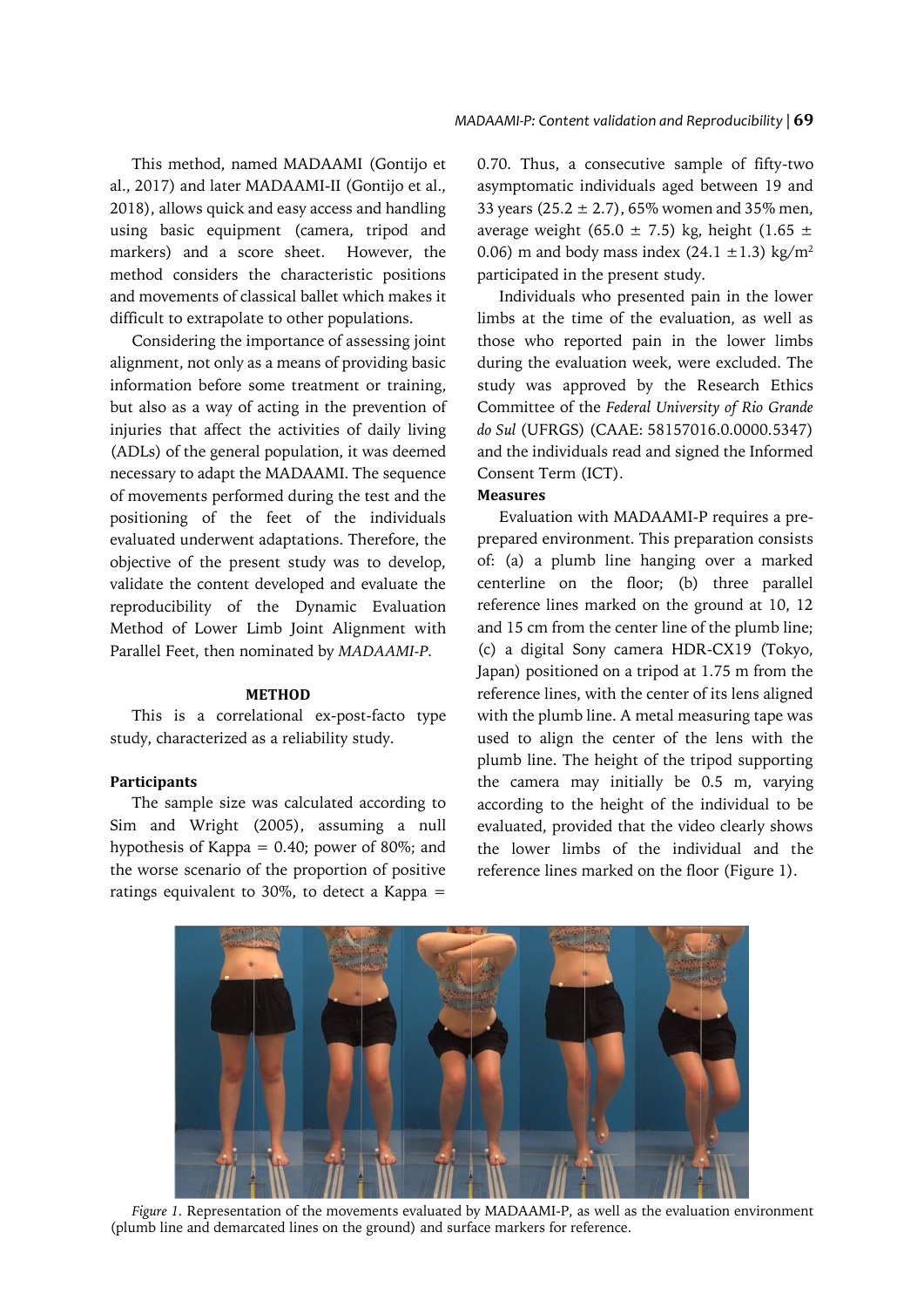This method, named MADAAMI (Gontijo et al., 2017) and later MADAAMI-II (Gontijo et al., 2018), allows quick and easy access and handling using basic equipment (camera, tripod and markers) and a score sheet. However, the method considers the characteristic positions and movements of classical ballet which makes it difficult to extrapolate to other populations.

Considering the importance of assessing joint alignment, not only as a means of providing basic information before some treatment or training, but also as a way of acting in the prevention of injuries that affect the activities of daily living (ADLs) of the general population, it was deemed necessary to adapt the MADAAMI. The sequence of movements performed during the test and the positioning of the feet of the individuals evaluated underwent adaptations. Therefore, the objective of the present study was to develop, validate the content developed and evaluate the reproducibility of the Dynamic Evaluation Method of Lower Limb Joint Alignment with Parallel Feet, then nominated by *MADAAMI-P*.

## METHOD

This is a correlational ex-post-facto type study, characterized as a reliability study.

### Participants

The sample size was calculated according to Sim and Wright (2005), assuming a null hypothesis of Kappa = 0.40; power of 80%; and the worse scenario of the proportion of positive ratings equivalent to 30%, to detect a Kappa = 0.70. Thus, a consecutive sample of fifty-two asymptomatic individuals aged between 19 and 33 years (25.2 ± 2.7), 65% women and 35% men, average weight (65.0 ± 7.5) kg, height (1.65 ± 0.06) m and body mass index (24.1 ±1.3) kg/m$^2$ participated in the present study.

Individuals who presented pain in the lower limbs at the time of the evaluation, as well as those who reported pain in the lower limbs during the evaluation week, were excluded. The study was approved by the Research Ethics Committee of the *Federal University of Rio Grande do Sul* (UFRGS) (CAAE: 58157016.0.0000.5347) and the individuals read and signed the Informed Consent Term (ICT).

### Measures

Evaluation with MADAAMI-P requires a pre-prepared environment. This preparation consists of: (a) a plumb line hanging over a marked centerline on the floor; (b) three parallel reference lines marked on the ground at 10, 12 and 15 cm from the center line of the plumb line; (c) a digital Sony camera HDR-CX19 (Tokyo, Japan) positioned on a tripod at 1.75 m from the reference lines, with the center of its lens aligned with the plumb line. A metal measuring tape was used to align the center of the lens with the plumb line. The height of the tripod supporting the camera may initially be 0.5 m, varying according to the height of the individual to be evaluated, provided that the video clearly shows the lower limbs of the individual and the reference lines marked on the floor (Figure 1).

*Figure 1*. Representation of the movements evaluated by MADAAMI-P, as well as the evaluation environment (plumb line and demarcated lines on the ground) and surface markers for reference.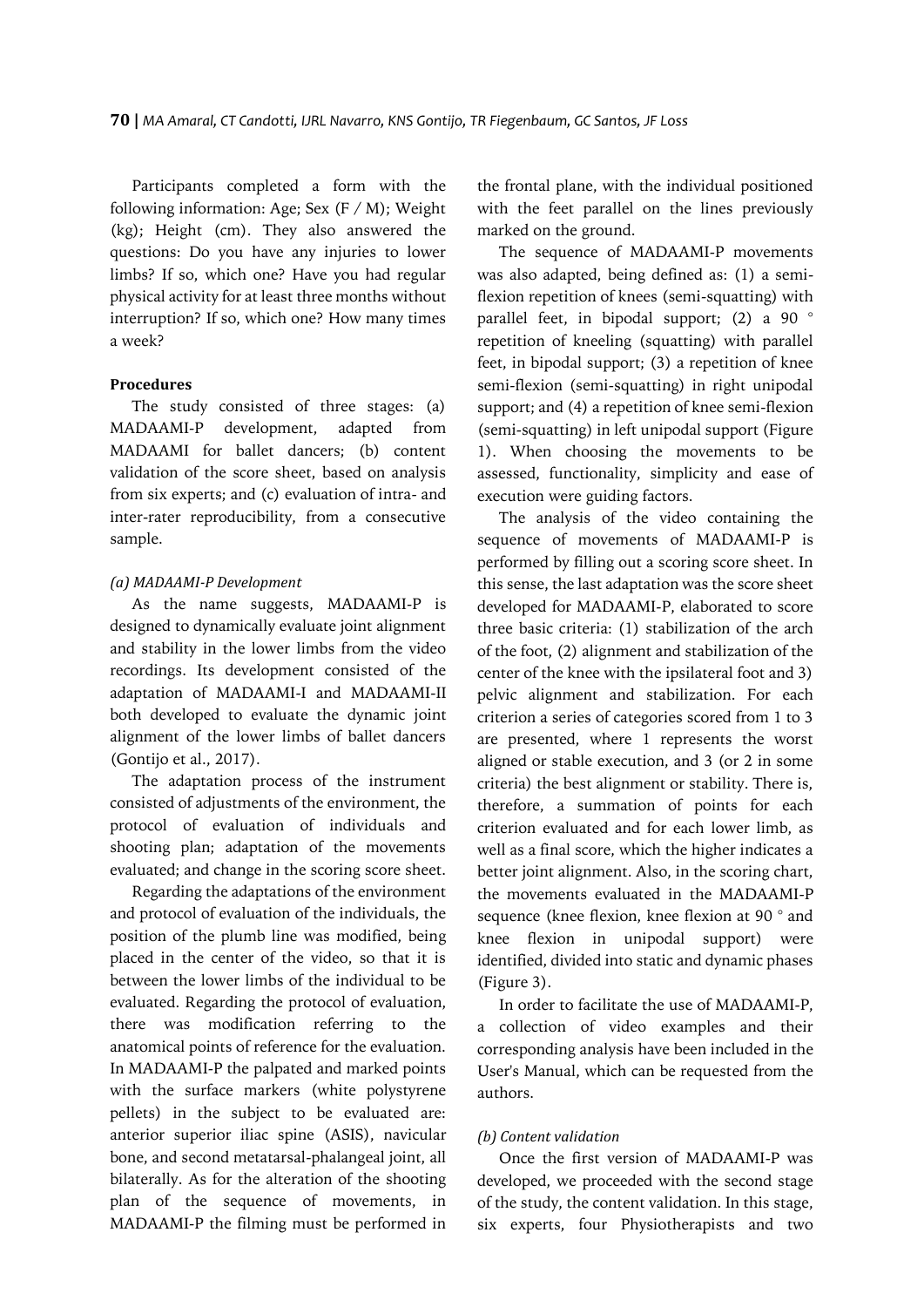Participants completed a form with the following information: Age; Sex (F / M); Weight (kg); Height (cm). They also answered the questions: Do you have any injuries to lower limbs? If so, which one? Have you had regular physical activity for at least three months without interruption? If so, which one? How many times a week?

**Procedures**

The study consisted of three stages: (a) MADAAMI-P development, adapted from MADAAMI for ballet dancers; (b) content validation of the score sheet, based on analysis from six experts; and (c) evaluation of intra- and inter-rater reproducibility, from a consecutive sample.

*(a) MADAAMI-P Development*

As the name suggests, MADAAMI-P is designed to dynamically evaluate joint alignment and stability in the lower limbs from the video recordings. Its development consisted of the adaptation of MADAAMI-I and MADAAMI-II both developed to evaluate the dynamic joint alignment of the lower limbs of ballet dancers (Gontijo et al., 2017).

The adaptation process of the instrument consisted of adjustments of the environment, the protocol of evaluation of individuals and shooting plan; adaptation of the movements evaluated; and change in the scoring score sheet.

Regarding the adaptations of the environment and protocol of evaluation of the individuals, the position of the plumb line was modified, being placed in the center of the video, so that it is between the lower limbs of the individual to be evaluated. Regarding the protocol of evaluation, there was modification referring to the anatomical points of reference for the evaluation. In MADAAMI-P the palpated and marked points with the surface markers (white polystyrene pellets) in the subject to be evaluated are: anterior superior iliac spine (ASIS), navicular bone, and second metatarsal-phalangeal joint, all bilaterally. As for the alteration of the shooting plan of the sequence of movements, in MADAAMI-P the filming must be performed in the frontal plane, with the individual positioned with the feet parallel on the lines previously marked on the ground.

The sequence of MADAAMI-P movements was also adapted, being defined as: (1) a semi-flexion repetition of knees (semi-squatting) with parallel feet, in bipodal support; (2) a 90 ° repetition of kneeling (squatting) with parallel feet, in bipodal support; (3) a repetition of knee semi-flexion (semi-squatting) in right unipodal support; and (4) a repetition of knee semi-flexion (semi-squatting) in left unipodal support (Figure 1). When choosing the movements to be assessed, functionality, simplicity and ease of execution were guiding factors.

The analysis of the video containing the sequence of movements of MADAAMI-P is performed by filling out a scoring score sheet. In this sense, the last adaptation was the score sheet developed for MADAAMI-P, elaborated to score three basic criteria: (1) stabilization of the arch of the foot, (2) alignment and stabilization of the center of the knee with the ipsilateral foot and 3) pelvic alignment and stabilization. For each criterion a series of categories scored from 1 to 3 are presented, where 1 represents the worst aligned or stable execution, and 3 (or 2 in some criteria) the best alignment or stability. There is, therefore, a summation of points for each criterion evaluated and for each lower limb, as well as a final score, which the higher indicates a better joint alignment. Also, in the scoring chart, the movements evaluated in the MADAAMI-P sequence (knee flexion, knee flexion at 90 ° and knee flexion in unipodal support) were identified, divided into static and dynamic phases (Figure 3).

In order to facilitate the use of MADAAMI-P, a collection of video examples and their corresponding analysis have been included in the User's Manual, which can be requested from the authors.

*(b) Content validation*

Once the first version of MADAAMI-P was developed, we proceeded with the second stage of the study, the content validation. In this stage, six experts, four Physiotherapists and two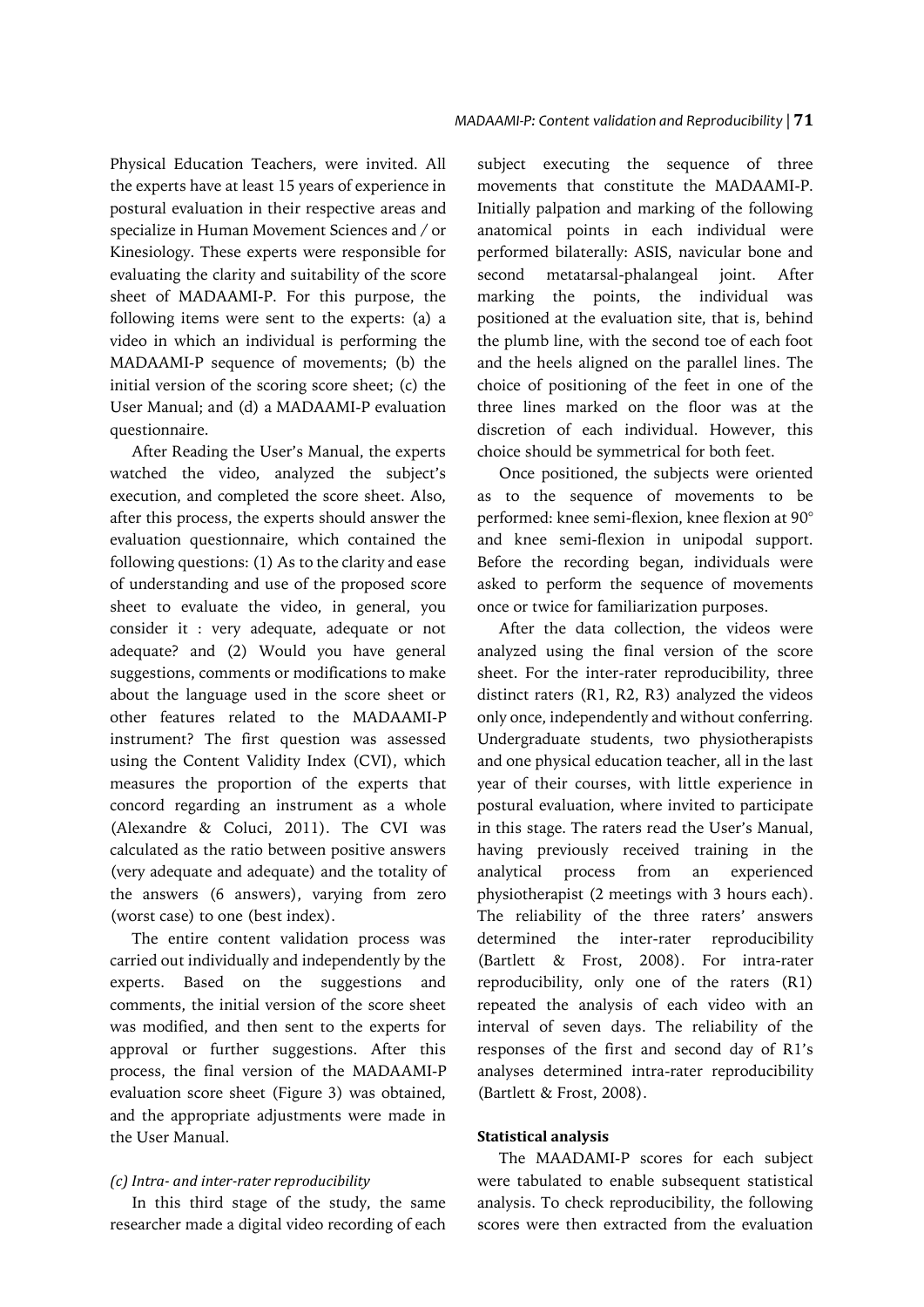Physical Education Teachers, were invited. All the experts have at least 15 years of experience in postural evaluation in their respective areas and specialize in Human Movement Sciences and / or Kinesiology. These experts were responsible for evaluating the clarity and suitability of the score sheet of MADAAMI-P. For this purpose, the following items were sent to the experts: (a) a video in which an individual is performing the MADAAMI-P sequence of movements; (b) the initial version of the scoring score sheet; (c) the User Manual; and (d) a MADAAMI-P evaluation questionnaire.

After Reading the User's Manual, the experts watched the video, analyzed the subject's execution, and completed the score sheet. Also, after this process, the experts should answer the evaluation questionnaire, which contained the following questions: (1) As to the clarity and ease of understanding and use of the proposed score sheet to evaluate the video, in general, you consider it : very adequate, adequate or not adequate? and (2) Would you have general suggestions, comments or modifications to make about the language used in the score sheet or other features related to the MADAAMI-P instrument? The first question was assessed using the Content Validity Index (CVI), which measures the proportion of the experts that concord regarding an instrument as a whole (Alexandre & Coluci, 2011). The CVI was calculated as the ratio between positive answers (very adequate and adequate) and the totality of the answers (6 answers), varying from zero (worst case) to one (best index).

The entire content validation process was carried out individually and independently by the experts. Based on the suggestions and comments, the initial version of the score sheet was modified, and then sent to the experts for approval or further suggestions. After this process, the final version of the MADAAMI-P evaluation score sheet (Figure 3) was obtained, and the appropriate adjustments were made in the User Manual.

*(c) Intra- and inter-rater reproducibility*

In this third stage of the study, the same researcher made a digital video recording of each subject executing the sequence of three movements that constitute the MADAAMI-P. Initially palpation and marking of the following anatomical points in each individual were performed bilaterally: ASIS, navicular bone and second metatarsal-phalangeal joint. After marking the points, the individual was positioned at the evaluation site, that is, behind the plumb line, with the second toe of each foot and the heels aligned on the parallel lines. The choice of positioning of the feet in one of the three lines marked on the floor was at the discretion of each individual. However, this choice should be symmetrical for both feet.

Once positioned, the subjects were oriented as to the sequence of movements to be performed: knee semi-flexion, knee flexion at 90° and knee semi-flexion in unipodal support. Before the recording began, individuals were asked to perform the sequence of movements once or twice for familiarization purposes.

After the data collection, the videos were analyzed using the final version of the score sheet. For the inter-rater reproducibility, three distinct raters (R1, R2, R3) analyzed the videos only once, independently and without conferring. Undergraduate students, two physiotherapists and one physical education teacher, all in the last year of their courses, with little experience in postural evaluation, where invited to participate in this stage. The raters read the User's Manual, having previously received training in the analytical process from an experienced physiotherapist (2 meetings with 3 hours each). The reliability of the three raters' answers determined the inter-rater reproducibility (Bartlett & Frost, 2008). For intra-rater reproducibility, only one of the raters (R1) repeated the analysis of each video with an interval of seven days. The reliability of the responses of the first and second day of R1's analyses determined intra-rater reproducibility (Bartlett & Frost, 2008).

**Statistical analysis**

The MAADAMI-P scores for each subject were tabulated to enable subsequent statistical analysis. To check reproducibility, the following scores were then extracted from the evaluation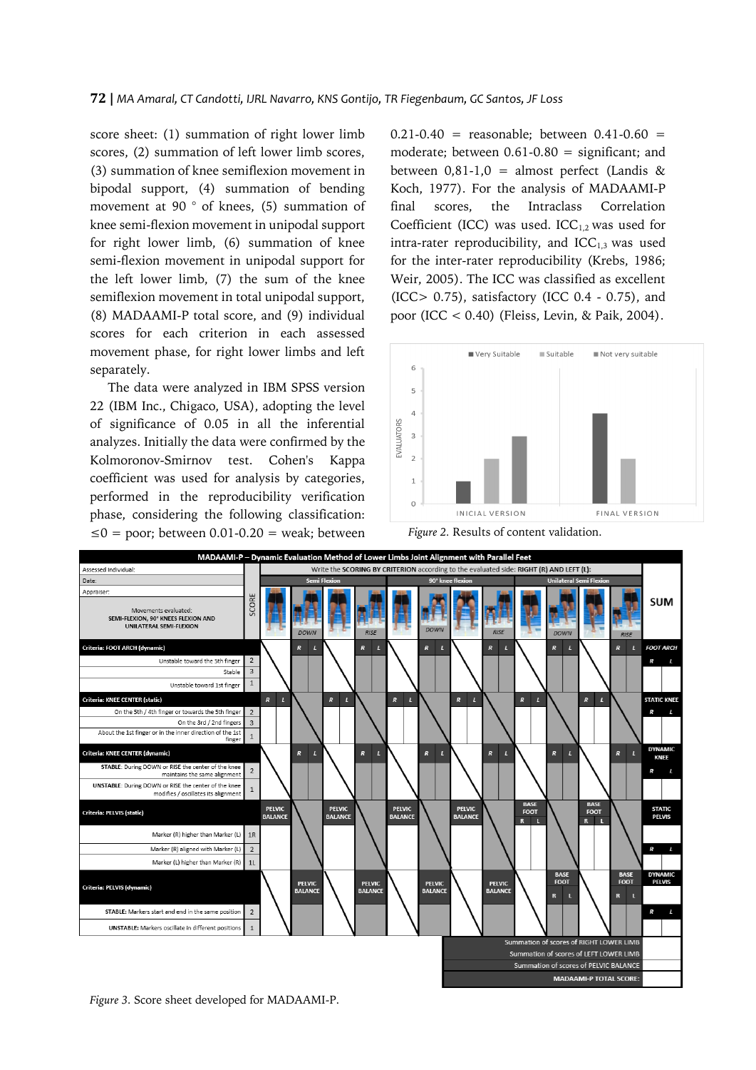score sheet: (1) summation of right lower limb scores, (2) summation of left lower limb scores, (3) summation of knee semiflexion movement in bipodal support, (4) summation of bending movement at 90 ° of knees, (5) summation of knee semi-flexion movement in unipodal support for right lower limb, (6) summation of knee semi-flexion movement in unipodal support for the left lower limb, (7) the sum of the knee semiflexion movement in total unipodal support, (8) MADAAMI-P total score, and (9) individual scores for each criterion in each assessed movement phase, for right lower limbs and left separately.

The data were analyzed in IBM SPSS version 22 (IBM Inc., Chigaco, USA), adopting the level of significance of 0.05 in all the inferential analyzes. Initially the data were confirmed by the Kolmoronov-Smirnov test. Cohen's Kappa coefficient was used for analysis by categories, performed in the reproducibility verification phase, considering the following classification: ≤0 = poor; between 0.01-0.20 = weak; between 0.21-0.40 = reasonable; between 0.41-0.60 = moderate; between 0.61-0.80 = significant; and between 0,81-1,0 = almost perfect (Landis & Koch, 1977). For the analysis of MADAAMI-P final scores, the Intraclass Correlation Coefficient (ICC) was used. $ICC_{1,2}$ was used for intra-rater reproducibility, and $ICC_{1,3}$ was used for the inter-rater reproducibility (Krebs, 1986; Weir, 2005). The ICC was classified as excellent (ICC> 0.75), satisfactory (ICC 0.4 - 0.75), and poor (ICC < 0.40) (Fleiss, Levin, & Paik, 2004).

*Figure 2.* Results of content validation.

*Figure 3.* Score sheet developed for MADAAMI-P.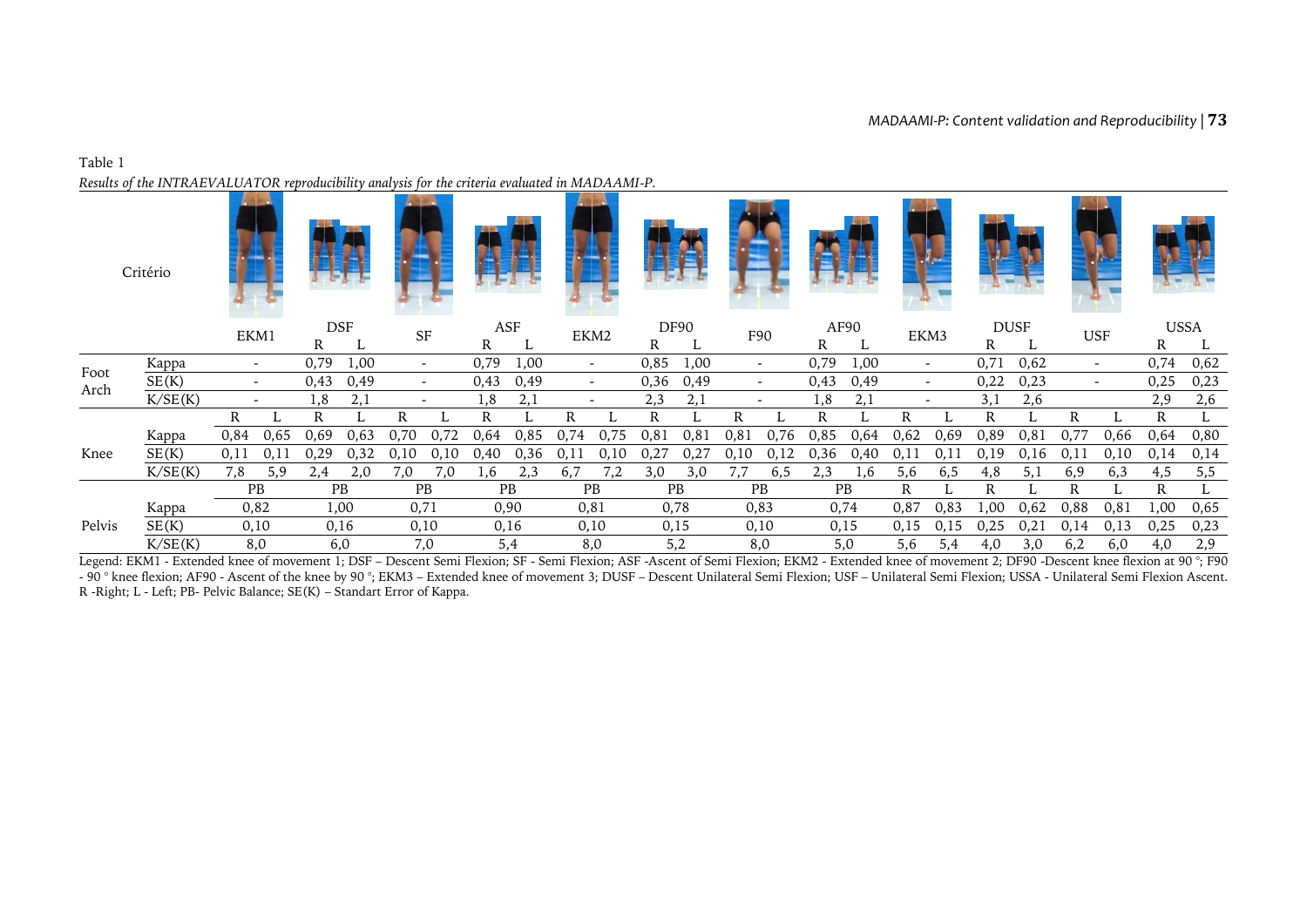Table 1

*Results of the INTRAEVALUATOR reproducibility analysis for the criteria evaluated in MADAAMI-P.*

| Critério | | EKM1 | | DSF | | SF | | ASF | | EKM2 | | DF90 | | F90 | | AF90 | | EKM3 | | DUSF | | USF | | USSA | |
|---|---|---|---|---|---|---|---|---|---|---|---|---|---|---|---|---|---|---|---|---|---|---|---|---|---|
| | | | | R | L | | | R | L | | | R | L | | | R | L | | | R | L | | | R | L |
| Foot Arch | Kappa | - | | 0,79 | 1,00 | - | | 0,79 | 1,00 | - | | 0,85 | 1,00 | - | | 0,79 | 1,00 | - | | 0,71 | 0,62 | - | | 0,74 | 0,62 |
| | SE(K) | - | | 0,43 | 0,49 | - | | 0,43 | 0,49 | - | | 0,36 | 0,49 | - | | 0,43 | 0,49 | - | | 0,22 | 0,23 | - | | 0,25 | 0,23 |
| | K/SE(K) | - | | 1,8 | 2,1 | - | | 1,8 | 2,1 | - | | 2,3 | 2,1 | - | | 1,8 | 2,1 | - | | 3,1 | 2,6 | | | 2,9 | 2,6 |
| Knee | | R | L | R | L | R | L | R | L | R | L | R | L | R | L | R | L | R | L | R | L | R | L | R | L |
| | Kappa | 0,84 | 0,65 | 0,69 | 0,63 | 0,70 | 0,72 | 0,64 | 0,85 | 0,74 | 0,75 | 0,81 | 0,81 | 0,81 | 0,76 | 0,85 | 0,64 | 0,62 | 0,69 | 0,89 | 0,81 | 0,77 | 0,66 | 0,64 | 0,80 |
| | SE(K) | 0,11 | 0,11 | 0,29 | 0,32 | 0,10 | 0,10 | 0,40 | 0,36 | 0,11 | 0,10 | 0,27 | 0,27 | 0,10 | 0,12 | 0,36 | 0,40 | 0,11 | 0,11 | 0,19 | 0,16 | 0,11 | 0,10 | 0,14 | 0,14 |
| | K/SE(K) | 7,8 | 5,9 | 2,4 | 2,0 | 7,0 | 7,0 | 1,6 | 2,3 | 6,7 | 7,2 | 3,0 | 3,0 | 7,7 | 6,5 | 2,3 | 1,6 | 5,6 | 6,5 | 4,8 | 5,1 | 6,9 | 6,3 | 4,5 | 5,5 |
| Pelvis | | PB | | PB | | PB | | PB | | PB | | PB | | PB | | PB | | R | L | R | L | R | L | R | L |
| | Kappa | 0,82 | | 1,00 | | 0,71 | | 0,90 | | 0,81 | | 0,78 | | 0,83 | | 0,74 | | 0,87 | 0,83 | 1,00 | 0,62 | 0,88 | 0,81 | 1,00 | 0,65 |
| | SE(K) | 0,10 | | 0,16 | | 0,10 | | 0,16 | | 0,10 | | 0,15 | | 0,10 | | 0,15 | | 0,15 | 0,15 | 0,25 | 0,21 | 0,14 | 0,13 | 0,25 | 0,23 |
| | K/SE(K) | 8,0 | | 6,0 | | 7,0 | | 5,4 | | 8,0 | | 5,2 | | 8,0 | | 5,0 | | 5,6 | 5,4 | 4,0 | 3,0 | 6,2 | 6,0 | 4,0 | 2,9 |

Legend: EKM1 - Extended knee of movement 1; DSF – Descent Semi Flexion; SF - Semi Flexion; ASF -Ascent of Semi Flexion; EKM2 - Extended knee of movement 2; DF90 -Descent knee flexion at 90 °; F90 - 90 ° knee flexion; AF90 - Ascent of the knee by 90 °; EKM3 – Extended knee of movement 3; DUSF – Descent Unilateral Semi Flexion; USF – Unilateral Semi Flexion; USSA - Unilateral Semi Flexion Ascent. R -Right; L - Left; PB- Pelvic Balance; SE(K) – Standart Error of Kappa.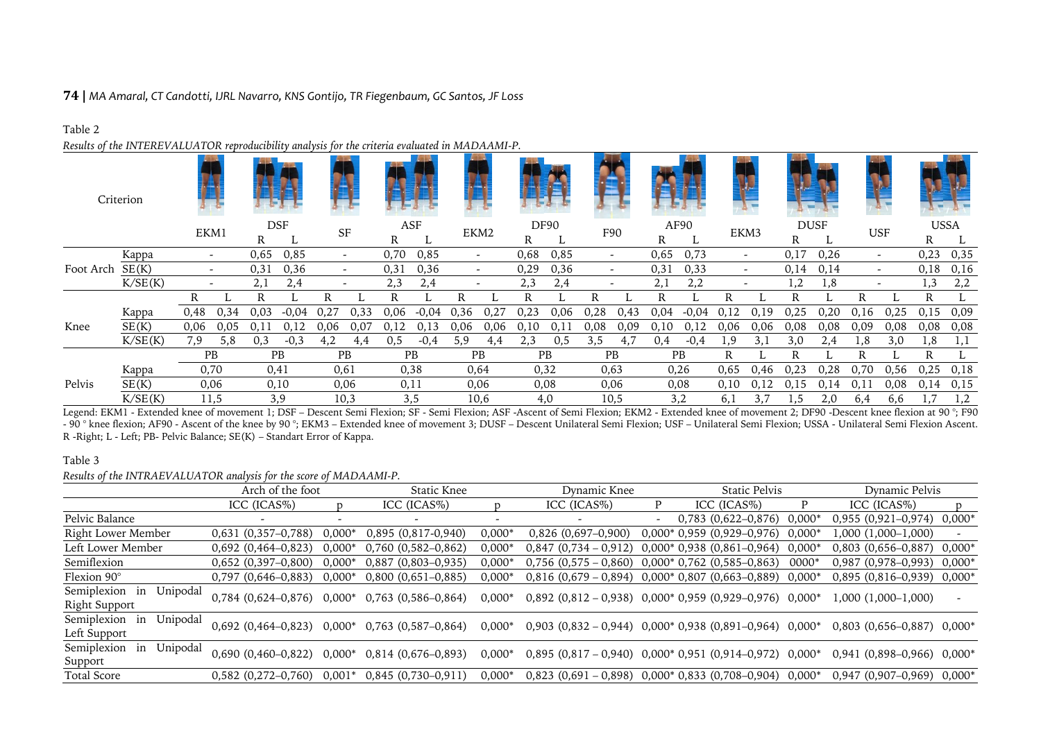Table 2

*Results of the INTEREVALUATOR reproducibility analysis for the criteria evaluated in MADAAMI-P.*

| Criterion | | EKM1 | | DSF | | SF | | ASF | | EKM2 | | DF90 | | F90 | | AF90 | | EKM3 | | DUSF | | USF | | USSA | |
|---|---|---|---|---|---|---|---|---|---|---|---|---|---|---|---|---|---|---|---|---|---|---|---|---|---|
| | | | | R | L | | | R | L | | | R | L | | | R | L | | | R | L | | | R | L |
| Foot Arch | Kappa | - | | 0,65 | 0,85 | - | | 0,70 | 0,85 | - | | 0,68 | 0,85 | - | | 0,65 | 0,73 | - | | 0,17 | 0,26 | - | | 0,23 | 0,35 |
| | SE(K) | - | | 0,31 | 0,36 | - | | 0,31 | 0,36 | - | | 0,29 | 0,36 | - | | 0,31 | 0,33 | - | | 0,14 | 0,14 | - | | 0,18 | 0,16 |
| | K/SE(K) | - | | 2,1 | 2,4 | - | | 2,3 | 2,4 | - | | 2,3 | 2,4 | - | | 2,1 | 2,2 | - | | 1,2 | 1,8 | - | | 1,3 | 2,2 |
| | | R | L | R | L | R | L | R | L | R | L | R | L | R | L | R | L | R | L | R | L | R | L | R | L |
| Knee | Kappa | 0,48 | 0,34 | 0,03 | -0,04 | 0,27 | 0,33 | 0,06 | -0,04 | 0,36 | 0,27 | 0,23 | 0,06 | 0,28 | 0,43 | 0,04 | -0,04 | 0,12 | 0,19 | 0,25 | 0,20 | 0,16 | 0,25 | 0,15 | 0,09 |
| | SE(K) | 0,06 | 0,05 | 0,11 | 0,12 | 0,06 | 0,07 | 0,12 | 0,13 | 0,06 | 0,06 | 0,10 | 0,11 | 0,08 | 0,09 | 0,10 | 0,12 | 0,06 | 0,06 | 0,08 | 0,08 | 0,09 | 0,08 | 0,08 | 0,08 |
| | K/SE(K) | 7,9 | 5,8 | 0,3 | -0,3 | 4,2 | 4,4 | 0,5 | -0,4 | 5,9 | 4,4 | 2,3 | 0,5 | 3,5 | 4,7 | 0,4 | -0,4 | 1,9 | 3,1 | 3,0 | 2,4 | 1,8 | 3,0 | 1,8 | 1,1 |
| | | PB | | PB | | PB | | PB | | PB | | PB | | PB | | PB | | R | L | R | L | R | L | R | L |
| Pelvis | Kappa | 0,70 | | 0,41 | | 0,61 | | 0,38 | | 0,64 | | 0,32 | | 0,63 | | 0,26 | | 0,65 | 0,46 | 0,23 | 0,28 | 0,70 | 0,56 | 0,25 | 0,18 |
| | SE(K) | 0,06 | | 0,10 | | 0,06 | | 0,11 | | 0,06 | | 0,08 | | 0,06 | | 0,08 | | 0,10 | 0,12 | 0,15 | 0,14 | 0,11 | 0,08 | 0,14 | 0,15 |
| | K/SE(K) | 11,5 | | 3,9 | | 10,3 | | 3,5 | | 10,6 | | 4,0 | | 10,5 | | 3,2 | | 6,1 | 3,7 | 1,5 | 2,0 | 6,4 | 6,6 | 1,7 | 1,2 |

Legend: EKM1 - Extended knee of movement 1; DSF – Descent Semi Flexion; SF - Semi Flexion; ASF -Ascent of Semi Flexion; EKM2 - Extended knee of movement 2; DF90 -Descent knee flexion at 90 °; F90 - 90 ° knee flexion; AF90 - Ascent of the knee by 90 °; EKM3 – Extended knee of movement 3; DUSF – Descent Unilateral Semi Flexion; USF – Unilateral Semi Flexion; USSA - Unilateral Semi Flexion Ascent. R -Right; L - Left; PB- Pelvic Balance; SE(K) – Standart Error of Kappa.

Table 3

*Results of the INTRAEVALUATOR analysis for the score of MADAAMI-P.*

| | Arch of the foot | | Static Knee | | Dynamic Knee | | Static Pelvis | | Dynamic Pelvis | |
|---|---|---|---|---|---|---|---|---|---|---|
| | ICC (ICAS%) | p | ICC (ICAS%) | p | ICC (ICAS%) | P | ICC (ICAS%) | P | ICC (ICAS%) | p |
| Pelvic Balance | - | - | - | - | - | - | 0,783 (0,622–0,876) | 0,000* | 0,955 (0,921–0,974) | 0,000* |
| Right Lower Member | 0,631 (0,357–0,788) | 0,000* | 0,895 (0,817-0,940) | 0,000* | 0,826 (0,697–0,900) | 0,000* | 0,959 (0,929–0,976) | 0,000* | 1,000 (1,000–1,000) | - |
| Left Lower Member | 0,692 (0,464–0,823) | 0,000* | 0,760 (0,582–0,862) | 0,000* | 0,847 (0,734 – 0,912) | 0,000* | 0,938 (0,861–0,964) | 0,000* | 0,803 (0,656–0,887) | 0,000* |
| Semiflexion | 0,652 (0,397–0,800) | 0,000* | 0,887 (0,803–0,935) | 0,000* | 0,756 (0,575 – 0,860) | 0,000* | 0,762 (0,585–0,863) | 0000* | 0,987 (0,978–0,993) | 0,000* |
| Flexion 90° | 0,797 (0,646–0,883) | 0,000* | 0,800 (0,651–0,885) | 0,000* | 0,816 (0,679 – 0,894) | 0,000* | 0,807 (0,663–0,889) | 0,000* | 0,895 (0,816–0,939) | 0,000* |
| Semiplexion in Unipodal Right Support | 0,784 (0,624–0,876) | 0,000* | 0,763 (0,586–0,864) | 0,000* | 0,892 (0,812 – 0,938) | 0,000* | 0,959 (0,929–0,976) | 0,000* | 1,000 (1,000–1,000) | - |
| Semiplexion in Unipodal Left Support | 0,692 (0,464–0,823) | 0,000* | 0,763 (0,587–0,864) | 0,000* | 0,903 (0,832 – 0,944) | 0,000* | 0,938 (0,891–0,964) | 0,000* | 0,803 (0,656–0,887) | 0,000* |
| Semiplexion in Unipodal Support | 0,690 (0,460–0,822) | 0,000* | 0,814 (0,676–0,893) | 0,000* | 0,895 (0,817 – 0,940) | 0,000* | 0,951 (0,914–0,972) | 0,000* | 0,941 (0,898–0,966) | 0,000* |
| Total Score | 0,582 (0,272–0,760) | 0,001* | 0,845 (0,730–0,911) | 0,000* | 0,823 (0,691 – 0,898) | 0,000* | 0,833 (0,708–0,904) | 0,000* | 0,947 (0,907–0,969) | 0,000* |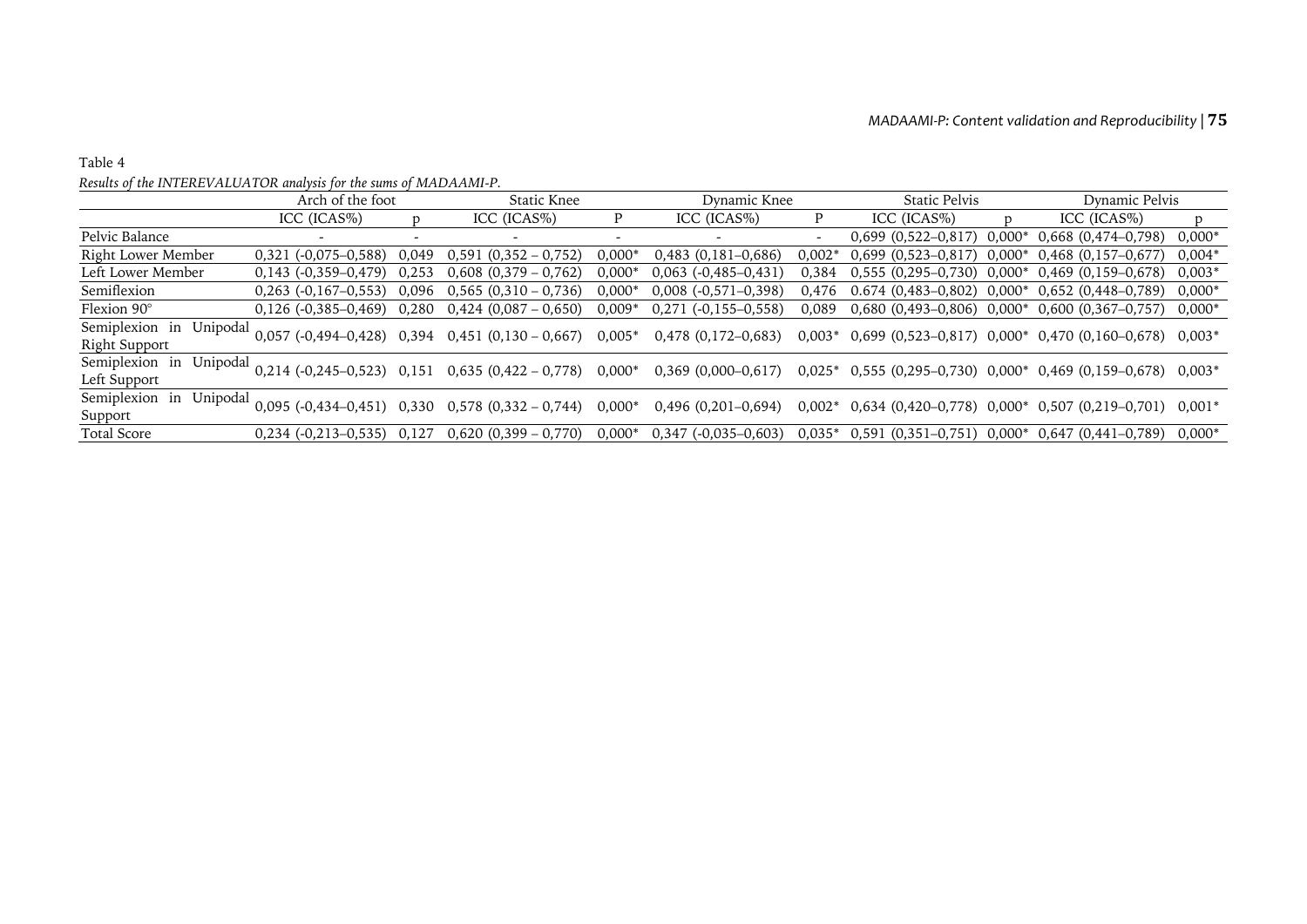Table 4

*Results of the INTEREVALUATOR analysis for the sums of MADAAMI-P.*

| | Arch of the foot | | Static Knee | | Dynamic Knee | | Static Pelvis | | Dynamic Pelvis | |
|---|---|---|---|---|---|---|---|---|---|---|
| | ICC (ICAS%) | p | ICC (ICAS%) | P | ICC (ICAS%) | P | ICC (ICAS%) | p | ICC (ICAS%) | p |
| Pelvic Balance | - | - | - | - | - | - | 0,699 (0,522–0,817) | 0,000* | 0,668 (0,474–0,798) | 0,000* |
| Right Lower Member | 0,321 (-0,075–0,588) | 0,049 | 0,591 (0,352 – 0,752) | 0,000* | 0,483 (0,181–0,686) | 0,002* | 0,699 (0,523–0,817) | 0,000* | 0,468 (0,157–0,677) | 0,004* |
| Left Lower Member | 0,143 (-0,359–0,479) | 0,253 | 0,608 (0,379 – 0,762) | 0,000* | 0,063 (-0,485–0,431) | 0,384 | 0,555 (0,295–0,730) | 0,000* | 0,469 (0,159–0,678) | 0,003* |
| Semiflexion | 0,263 (-0,167–0,553) | 0,096 | 0,565 (0,310 – 0,736) | 0,000* | 0,008 (-0,571–0,398) | 0,476 | 0.674 (0,483–0,802) | 0,000* | 0,652 (0,448–0,789) | 0,000* |
| Flexion 90° | 0,126 (-0,385–0,469) | 0,280 | 0,424 (0,087 – 0,650) | 0,009* | 0,271 (-0,155–0,558) | 0,089 | 0,680 (0,493–0,806) | 0,000* | 0,600 (0,367–0,757) | 0,000* |
| Semiplexion in Unipodal Right Support | 0,057 (-0,494–0,428) | 0,394 | 0,451 (0,130 – 0,667) | 0,005* | 0,478 (0,172–0,683) | 0,003* | 0,699 (0,523–0,817) | 0,000* | 0,470 (0,160–0,678) | 0,003* |
| Semiplexion in Unipodal Left Support | 0,214 (-0,245–0,523) | 0,151 | 0,635 (0,422 – 0,778) | 0,000* | 0,369 (0,000–0,617) | 0,025* | 0,555 (0,295–0,730) | 0,000* | 0,469 (0,159–0,678) | 0,003* |
| Semiplexion in Unipodal Support | 0,095 (-0,434–0,451) | 0,330 | 0,578 (0,332 – 0,744) | 0,000* | 0,496 (0,201–0,694) | 0,002* | 0,634 (0,420–0,778) | 0,000* | 0,507 (0,219–0,701) | 0,001* |
| Total Score | 0,234 (-0,213–0,535) | 0,127 | 0,620 (0,399 – 0,770) | 0,000* | 0,347 (-0,035–0,603) | 0,035* | 0,591 (0,351–0,751) | 0,000* | 0,647 (0,441–0,789) | 0,000* |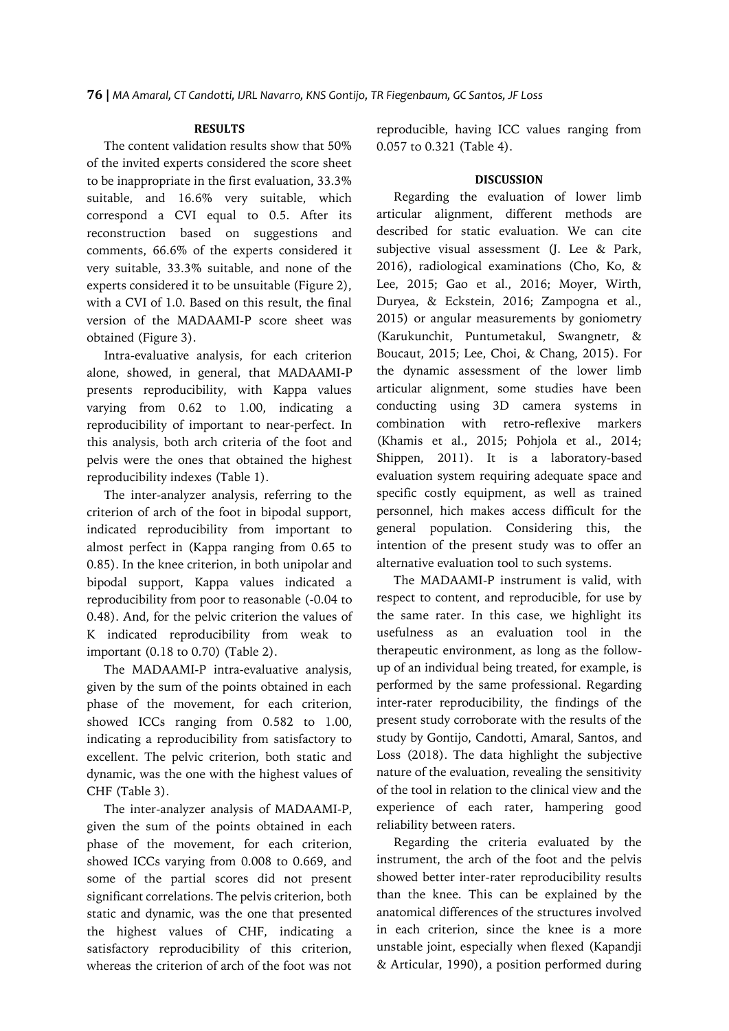## RESULTS

The content validation results show that 50% of the invited experts considered the score sheet to be inappropriate in the first evaluation, 33.3% suitable, and 16.6% very suitable, which correspond a CVI equal to 0.5. After its reconstruction based on suggestions and comments, 66.6% of the experts considered it very suitable, 33.3% suitable, and none of the experts considered it to be unsuitable (Figure 2), with a CVI of 1.0. Based on this result, the final version of the MADAAMI-P score sheet was obtained (Figure 3).

Intra-evaluative analysis, for each criterion alone, showed, in general, that MADAAMI-P presents reproducibility, with Kappa values varying from 0.62 to 1.00, indicating a reproducibility of important to near-perfect. In this analysis, both arch criteria of the foot and pelvis were the ones that obtained the highest reproducibility indexes (Table 1).

The inter-analyzer analysis, referring to the criterion of arch of the foot in bipodal support, indicated reproducibility from important to almost perfect in (Kappa ranging from 0.65 to 0.85). In the knee criterion, in both unipolar and bipodal support, Kappa values indicated a reproducibility from poor to reasonable (-0.04 to 0.48). And, for the pelvic criterion the values of K indicated reproducibility from weak to important (0.18 to 0.70) (Table 2).

The MADAAMI-P intra-evaluative analysis, given by the sum of the points obtained in each phase of the movement, for each criterion, showed ICCs ranging from 0.582 to 1.00, indicating a reproducibility from satisfactory to excellent. The pelvic criterion, both static and dynamic, was the one with the highest values of CHF (Table 3).

The inter-analyzer analysis of MADAAMI-P, given the sum of the points obtained in each phase of the movement, for each criterion, showed ICCs varying from 0.008 to 0.669, and some of the partial scores did not present significant correlations. The pelvis criterion, both static and dynamic, was the one that presented the highest values of CHF, indicating a satisfactory reproducibility of this criterion, whereas the criterion of arch of the foot was not reproducible, having ICC values ranging from 0.057 to 0.321 (Table 4).

## DISCUSSION

Regarding the evaluation of lower limb articular alignment, different methods are described for static evaluation. We can cite subjective visual assessment (J. Lee & Park, 2016), radiological examinations (Cho, Ko, & Lee, 2015; Gao et al., 2016; Moyer, Wirth, Duryea, & Eckstein, 2016; Zampogna et al., 2015) or angular measurements by goniometry (Karukunchit, Puntumetakul, Swangnetr, & Boucaut, 2015; Lee, Choi, & Chang, 2015). For the dynamic assessment of the lower limb articular alignment, some studies have been conducting using 3D camera systems in combination with retro-reflexive markers (Khamis et al., 2015; Pohjola et al., 2014; Shippen, 2011). It is a laboratory-based evaluation system requiring adequate space and specific costly equipment, as well as trained personnel, hich makes access difficult for the general population. Considering this, the intention of the present study was to offer an alternative evaluation tool to such systems.

The MADAAMI-P instrument is valid, with respect to content, and reproducible, for use by the same rater. In this case, we highlight its usefulness as an evaluation tool in the therapeutic environment, as long as the follow-up of an individual being treated, for example, is performed by the same professional. Regarding inter-rater reproducibility, the findings of the present study corroborate with the results of the study by Gontijo, Candotti, Amaral, Santos, and Loss (2018). The data highlight the subjective nature of the evaluation, revealing the sensitivity of the tool in relation to the clinical view and the experience of each rater, hampering good reliability between raters.

Regarding the criteria evaluated by the instrument, the arch of the foot and the pelvis showed better inter-rater reproducibility results than the knee. This can be explained by the anatomical differences of the structures involved in each criterion, since the knee is a more unstable joint, especially when flexed (Kapandji & Articular, 1990), a position performed during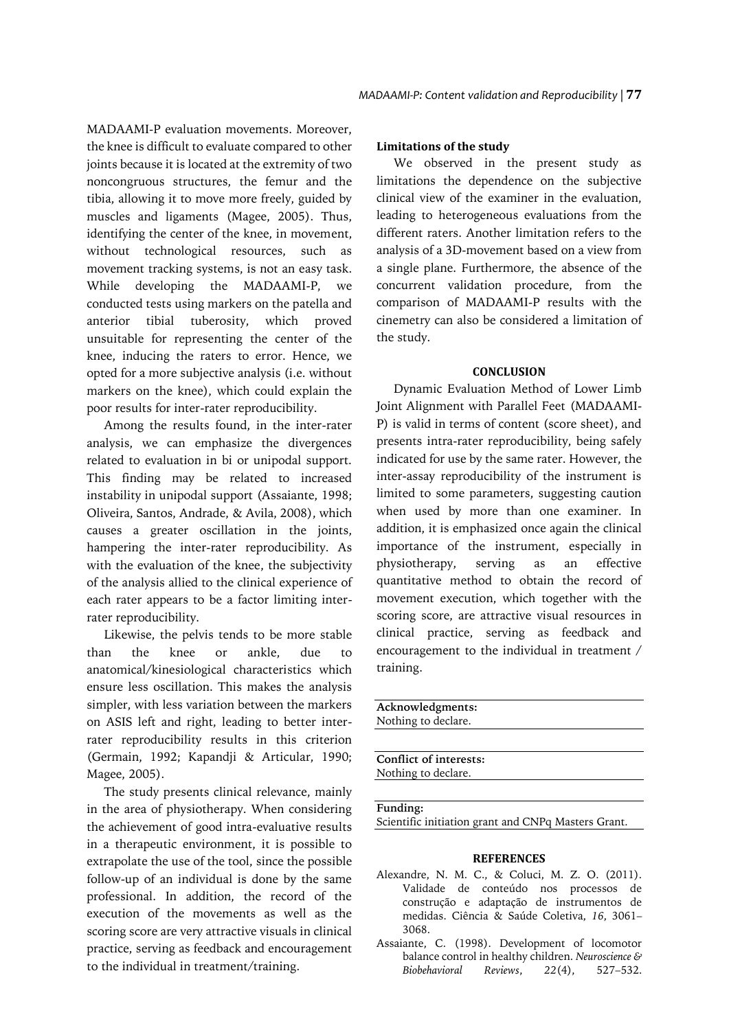MADAAMI-P evaluation movements. Moreover, the knee is difficult to evaluate compared to other joints because it is located at the extremity of two noncongruous structures, the femur and the tibia, allowing it to move more freely, guided by muscles and ligaments (Magee, 2005). Thus, identifying the center of the knee, in movement, without technological resources, such as movement tracking systems, is not an easy task. While developing the MADAAMI-P, we conducted tests using markers on the patella and anterior tibial tuberosity, which proved unsuitable for representing the center of the knee, inducing the raters to error. Hence, we opted for a more subjective analysis (i.e. without markers on the knee), which could explain the poor results for inter-rater reproducibility.

Among the results found, in the inter-rater analysis, we can emphasize the divergences related to evaluation in bi or unipodal support. This finding may be related to increased instability in unipodal support (Assaiante, 1998; Oliveira, Santos, Andrade, & Avila, 2008), which causes a greater oscillation in the joints, hampering the inter-rater reproducibility. As with the evaluation of the knee, the subjectivity of the analysis allied to the clinical experience of each rater appears to be a factor limiting inter-rater reproducibility.

Likewise, the pelvis tends to be more stable than the knee or ankle, due to anatomical/kinesiological characteristics which ensure less oscillation. This makes the analysis simpler, with less variation between the markers on ASIS left and right, leading to better inter-rater reproducibility results in this criterion (Germain, 1992; Kapandji & Articular, 1990; Magee, 2005).

The study presents clinical relevance, mainly in the area of physiotherapy. When considering the achievement of good intra-evaluative results in a therapeutic environment, it is possible to extrapolate the use of the tool, since the possible follow-up of an individual is done by the same professional. In addition, the record of the execution of the movements as well as the scoring score are very attractive visuals in clinical practice, serving as feedback and encouragement to the individual in treatment/training.

**Limitations of the study**

We observed in the present study as limitations the dependence on the subjective clinical view of the examiner in the evaluation, leading to heterogeneous evaluations from the different raters. Another limitation refers to the analysis of a 3D-movement based on a view from a single plane. Furthermore, the absence of the concurrent validation procedure, from the comparison of MADAAMI-P results with the cinemetry can also be considered a limitation of the study.

## CONCLUSION

Dynamic Evaluation Method of Lower Limb Joint Alignment with Parallel Feet (MADAAMI-P) is valid in terms of content (score sheet), and presents intra-rater reproducibility, being safely indicated for use by the same rater. However, the inter-assay reproducibility of the instrument is limited to some parameters, suggesting caution when used by more than one examiner. In addition, it is emphasized once again the clinical importance of the instrument, especially in physiotherapy, serving as an effective quantitative method to obtain the record of movement execution, which together with the scoring score, are attractive visual resources in clinical practice, serving as feedback and encouragement to the individual in treatment / training.

**Acknowledgments:**
Nothing to declare.

**Conflict of interests:**
Nothing to declare.

**Funding:**
Scientific initiation grant and CNPq Masters Grant.

## REFERENCES

Alexandre, N. M. C., & Coluci, M. Z. O. (2011). Validade de conteúdo nos processos de construção e adaptação de instrumentos de medidas. Ciência & Saúde Coletiva, *16*, 3061–3068.

Assaiante, C. (1998). Development of locomotor balance control in healthy children. *Neuroscience & Biobehavioral Reviews*, *22*(4), 527–532.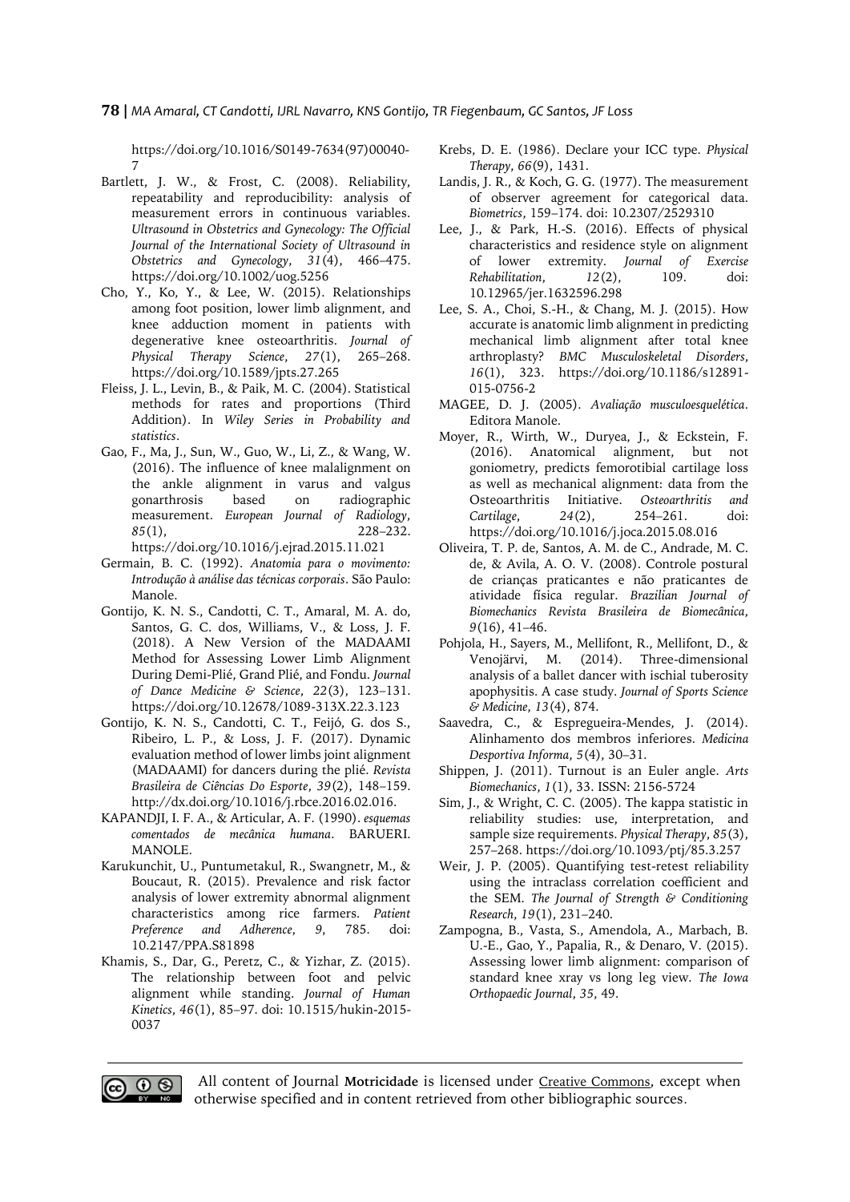https://doi.org/10.1016/S0149-7634(97)00040-7

Bartlett, J. W., & Frost, C. (2008). Reliability, repeatability and reproducibility: analysis of measurement errors in continuous variables. *Ultrasound in Obstetrics and Gynecology: The Official Journal of the International Society of Ultrasound in Obstetrics and Gynecology*, *31*(4), 466–475. https://doi.org/10.1002/uog.5256

Cho, Y., Ko, Y., & Lee, W. (2015). Relationships among foot position, lower limb alignment, and knee adduction moment in patients with degenerative knee osteoarthritis. *Journal of Physical Therapy Science*, *27*(1), 265–268. https://doi.org/10.1589/jpts.27.265

Fleiss, J. L., Levin, B., & Paik, M. C. (2004). Statistical methods for rates and proportions (Third Addition). In *Wiley Series in Probability and statistics*.

Gao, F., Ma, J., Sun, W., Guo, W., Li, Z., & Wang, W. (2016). The influence of knee malalignment on the ankle alignment in varus and valgus gonarthrosis based on radiographic measurement. *European Journal of Radiology*, *85*(1), 228–232. https://doi.org/10.1016/j.ejrad.2015.11.021

Germain, B. C. (1992). *Anatomia para o movimento: Introdução à análise das técnicas corporais*. São Paulo: Manole.

Gontijo, K. N. S., Candotti, C. T., Amaral, M. A. do, Santos, G. C. dos, Williams, V., & Loss, J. F. (2018). A New Version of the MADAAMI Method for Assessing Lower Limb Alignment During Demi-Plié, Grand Plié, and Fondu. *Journal of Dance Medicine & Science*, *22*(3), 123–131. https://doi.org/10.12678/1089-313X.22.3.123

Gontijo, K. N. S., Candotti, C. T., Feijó, G. dos S., Ribeiro, L. P., & Loss, J. F. (2017). Dynamic evaluation method of lower limbs joint alignment (MADAAMI) for dancers during the plié. *Revista Brasileira de Ciências Do Esporte*, *39*(2), 148–159. http://dx.doi.org/10.1016/j.rbce.2016.02.016.

KAPANDJI, I. F. A., & Articular, A. F. (1990). *esquemas comentados de mecânica humana*. BARUERI. MANOLE.

Karukunchit, U., Puntumetakul, R., Swangnetr, M., & Boucaut, R. (2015). Prevalence and risk factor analysis of lower extremity abnormal alignment characteristics among rice farmers. *Patient Preference and Adherence*, *9*, 785. doi: 10.2147/PPA.S81898

Khamis, S., Dar, G., Peretz, C., & Yizhar, Z. (2015). The relationship between foot and pelvic alignment while standing. *Journal of Human Kinetics*, *46*(1), 85–97. doi: 10.1515/hukin-2015-0037

Krebs, D. E. (1986). Declare your ICC type. *Physical Therapy*, *66*(9), 1431.

Landis, J. R., & Koch, G. G. (1977). The measurement of observer agreement for categorical data. *Biometrics*, 159–174. doi: 10.2307/2529310

Lee, J., & Park, H.-S. (2016). Effects of physical characteristics and residence style on alignment of lower extremity. *Journal of Exercise Rehabilitation*, *12*(2), 109. doi: 10.12965/jer.1632596.298

Lee, S. A., Choi, S.-H., & Chang, M. J. (2015). How accurate is anatomic limb alignment in predicting mechanical limb alignment after total knee arthroplasty? *BMC Musculoskeletal Disorders*, *16*(1), 323. https://doi.org/10.1186/s12891-015-0756-2

MAGEE, D. J. (2005). *Avaliação musculoesquelética*. Editora Manole.

Moyer, R., Wirth, W., Duryea, J., & Eckstein, F. (2016). Anatomical alignment, but not goniometry, predicts femorotibial cartilage loss as well as mechanical alignment: data from the Osteoarthritis Initiative. *Osteoarthritis and Cartilage*, *24*(2), 254–261. doi: https://doi.org/10.1016/j.joca.2015.08.016

Oliveira, T. P. de, Santos, A. M. de C., Andrade, M. C. de, & Avila, A. O. V. (2008). Controle postural de crianças praticantes e não praticantes de atividade física regular. *Brazilian Journal of Biomechanics Revista Brasileira de Biomecânica*, *9*(16), 41–46.

Pohjola, H., Sayers, M., Mellifont, R., Mellifont, D., & Venojärvi, M. (2014). Three-dimensional analysis of a ballet dancer with ischial tuberosity apophysitis. A case study. *Journal of Sports Science & Medicine*, *13*(4), 874.

Saavedra, C., & Espregueira-Mendes, J. (2014). Alinhamento dos membros inferiores. *Medicina Desportiva Informa*, *5*(4), 30–31.

Shippen, J. (2011). Turnout is an Euler angle. *Arts Biomechanics*, *1*(1), 33. ISSN: 2156-5724

Sim, J., & Wright, C. C. (2005). The kappa statistic in reliability studies: use, interpretation, and sample size requirements. *Physical Therapy*, *85*(3), 257–268. https://doi.org/10.1093/ptj/85.3.257

Weir, J. P. (2005). Quantifying test-retest reliability using the intraclass correlation coefficient and the SEM. *The Journal of Strength & Conditioning Research*, *19*(1), 231–240.

Zampogna, B., Vasta, S., Amendola, A., Marbach, B. U.-E., Gao, Y., Papalia, R., & Denaro, V. (2015). Assessing lower limb alignment: comparison of standard knee xray vs long leg view. *The Iowa Orthopaedic Journal*, *35*, 49.

All content of Journal **Motricidade** is licensed under Creative Commons, except when otherwise specified and in content retrieved from other bibliographic sources.